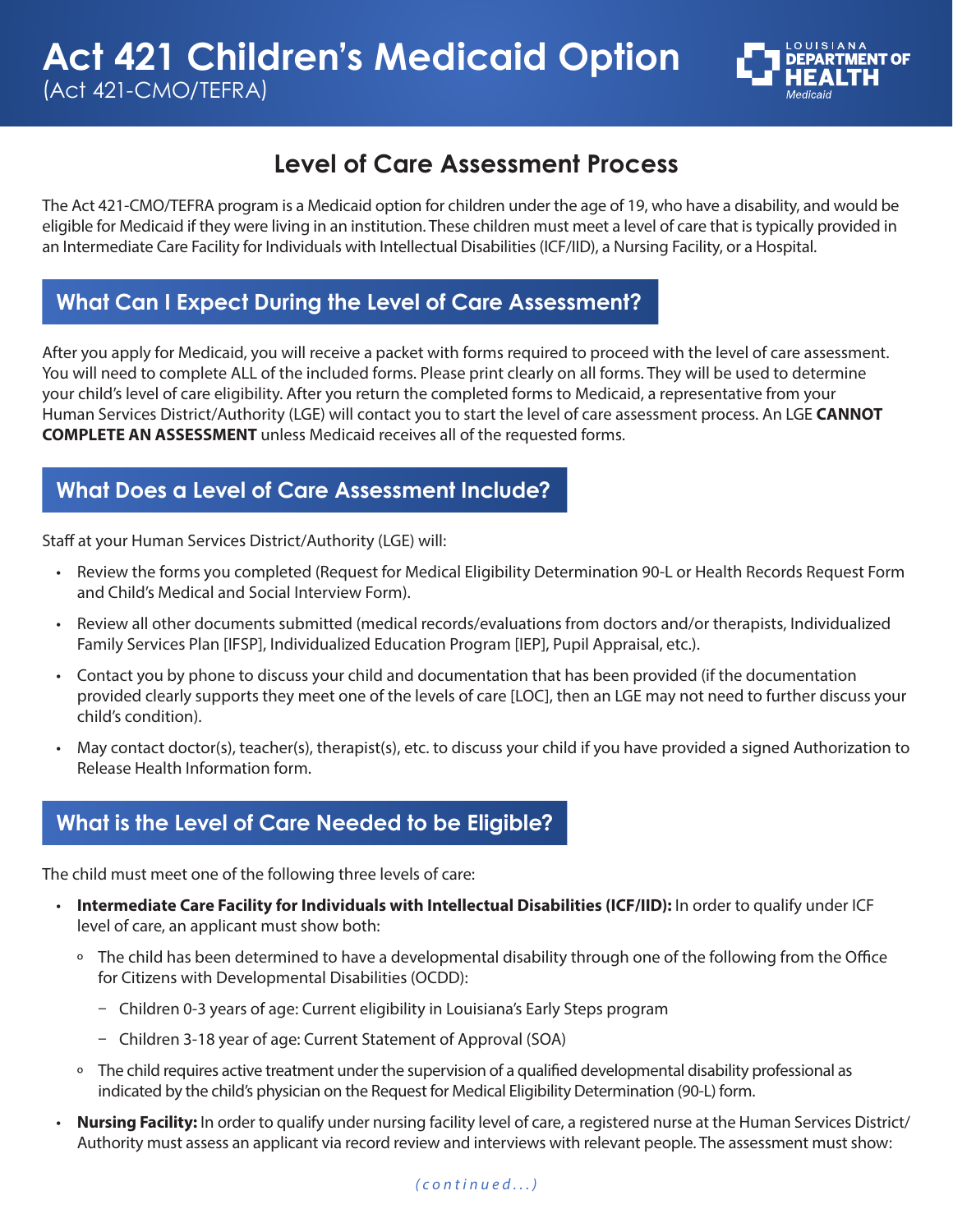# Act 421 Children's Medicaid Option

(Act 421-CMO/TEFRA)

LOUISIANA DEPARTMENT OF HEALTH Medicaid

## Level of Care Assessment Process

The Act 421-CMO/TEFRA program is a Medicaid option for children under the age of 19, who have a disability, and would be eligible for Medicaid if they were living in an institution. These children must meet a level of care that is typically provided in an Intermediate Care Facility for Individuals with Intellectual Disabilities (ICF/IID), a Nursing Facility, or a Hospital.

### What Can I Expect During the Level of Care Assessment?

After you apply for Medicaid, you will receive a packet with forms required to proceed with the level of care assessment. You will need to complete ALL of the included forms. Please print clearly on all forms. They will be used to determine your child's level of care eligibility. After you return the completed forms to Medicaid, a representative from your Human Services District/Authority (LGE) will contact you to start the level of care assessment process. An LGE **CANNOT COMPLETE AN ASSESSMENT** unless Medicaid receives all of the requested forms.

### What Does a Level of Care Assessment Include?

Staff at your Human Services District/Authority (LGE) will:

- Review the forms you completed (Request for Medical Eligibility Determination 90-L or Health Records Request Form and Child's Medical and Social Interview Form).
- Review all other documents submitted (medical records/evaluations from doctors and/or therapists, Individualized Family Services Plan [IFSP], Individualized Education Program [IEP], Pupil Appraisal, etc.).
- Contact you by phone to discuss your child and documentation that has been provided (if the documentation provided clearly supports they meet one of the levels of care [LOC], then an LGE may not need to further discuss your child's condition).
- May contact doctor(s), teacher(s), therapist(s), etc. to discuss your child if you have provided a signed Authorization to Release Health Information form.

### What is the Level of Care Needed to be Eligible?

The child must meet one of the following three levels of care:

- **Intermediate Care Facility for Individuals with Intellectual Disabilities (ICF/IID):** In order to qualify under ICF level of care, an applicant must show both:
  - The child has been determined to have a developmental disability through one of the following from the Office for Citizens with Developmental Disabilities (OCDD):
    - Children 0-3 years of age: Current eligibility in Louisiana's Early Steps program
    - Children 3-18 year of age: Current Statement of Approval (SOA)
  - The child requires active treatment under the supervision of a qualified developmental disability professional as indicated by the child's physician on the Request for Medical Eligibility Determination (90-L) form.
- **Nursing Facility:** In order to qualify under nursing facility level of care, a registered nurse at the Human Services District/ Authority must assess an applicant via record review and interviews with relevant people. The assessment must show:

*(continued...)*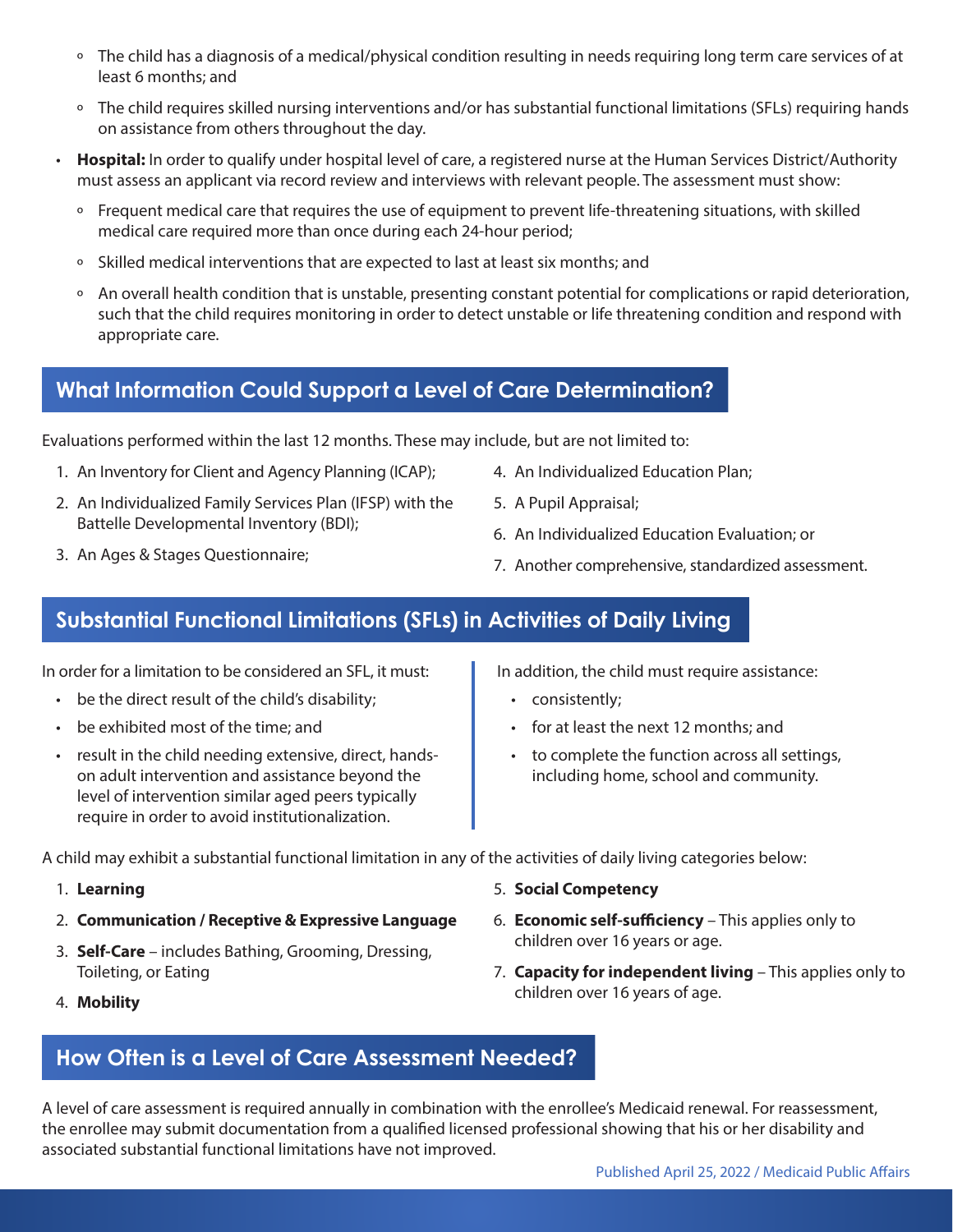- The child has a diagnosis of a medical/physical condition resulting in needs requiring long term care services of at least 6 months; and
- The child requires skilled nursing interventions and/or has substantial functional limitations (SFLs) requiring hands on assistance from others throughout the day.

- **Hospital:** In order to qualify under hospital level of care, a registered nurse at the Human Services District/Authority must assess an applicant via record review and interviews with relevant people. The assessment must show:
  - Frequent medical care that requires the use of equipment to prevent life-threatening situations, with skilled medical care required more than once during each 24-hour period;
  - Skilled medical interventions that are expected to last at least six months; and
  - An overall health condition that is unstable, presenting constant potential for complications or rapid deterioration, such that the child requires monitoring in order to detect unstable or life threatening condition and respond with appropriate care.

## What Information Could Support a Level of Care Determination?

Evaluations performed within the last 12 months. These may include, but are not limited to:

1. An Inventory for Client and Agency Planning (ICAP);
2. An Individualized Family Services Plan (IFSP) with the Battelle Developmental Inventory (BDI);
3. An Ages & Stages Questionnaire;
4. An Individualized Education Plan;
5. A Pupil Appraisal;
6. An Individualized Education Evaluation; or
7. Another comprehensive, standardized assessment.

## Substantial Functional Limitations (SFLs) in Activities of Daily Living

In order for a limitation to be considered an SFL, it must:

- be the direct result of the child's disability;
- be exhibited most of the time; and
- result in the child needing extensive, direct, hands-on adult intervention and assistance beyond the level of intervention similar aged peers typically require in order to avoid institutionalization.

In addition, the child must require assistance:

- consistently;
- for at least the next 12 months; and
- to complete the function across all settings, including home, school and community.

A child may exhibit a substantial functional limitation in any of the activities of daily living categories below:

1. **Learning**
2. **Communication / Receptive & Expressive Language**
3. **Self-Care** – includes Bathing, Grooming, Dressing, Toileting, or Eating
4. **Mobility**
5. **Social Competency**
6. **Economic self-sufficiency** – This applies only to children over 16 years or age.
7. **Capacity for independent living** – This applies only to children over 16 years of age.

## How Often is a Level of Care Assessment Needed?

A level of care assessment is required annually in combination with the enrollee's Medicaid renewal. For reassessment, the enrollee may submit documentation from a qualified licensed professional showing that his or her disability and associated substantial functional limitations have not improved.

Published April 25, 2022 / Medicaid Public Affairs